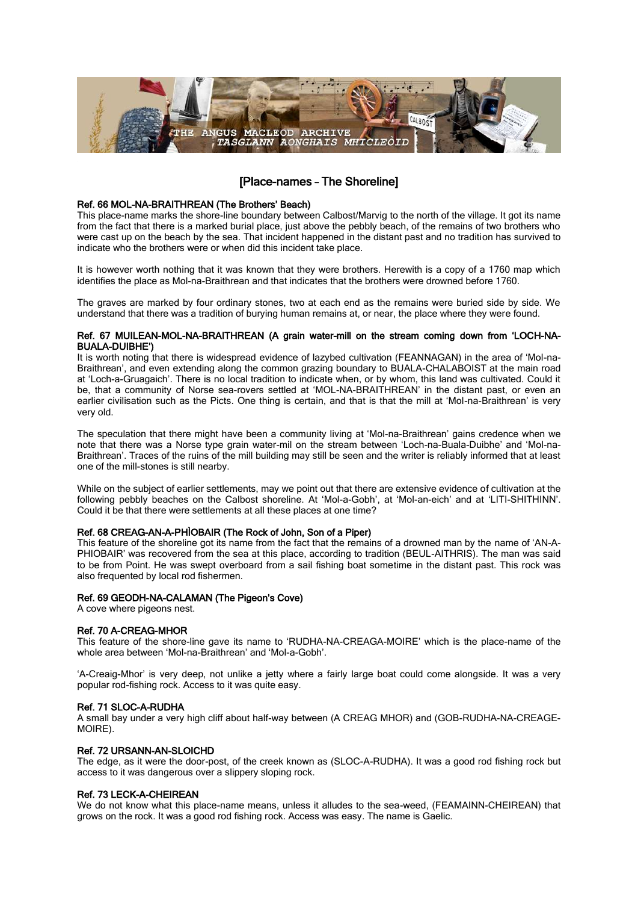THE ANGUS MACLEOD ARCHIVE
*TASGLANN AONGHAIS MHICLEÒID*

## [Place-names – The Shoreline]

### Ref. 66 MOL-NA-BRAITHREAN (The Brothers' Beach)

This place-name marks the shore-line boundary between Calbost/Marvig to the north of the village. It got its name from the fact that there is a marked burial place, just above the pebbly beach, of the remains of two brothers who were cast up on the beach by the sea. That incident happened in the distant past and no tradition has survived to indicate who the brothers were or when did this incident take place.

It is however worth nothing that it was known that they were brothers. Herewith is a copy of a 1760 map which identifies the place as Mol-na-Braithrean and that indicates that the brothers were drowned before 1760.

The graves are marked by four ordinary stones, two at each end as the remains were buried side by side. We understand that there was a tradition of burying human remains at, or near, the place where they were found.

### Ref. 67 MUILEAN-MOL-NA-BRAITHREAN (A grain water-mill on the stream coming down from 'LOCH-NA-BUALA-DUIBHE')

It is worth noting that there is widespread evidence of lazybed cultivation (FEANNAGAN) in the area of 'Mol-na-Braithrean', and even extending along the common grazing boundary to BUALA-CHALABOIST at the main road at 'Loch-a-Gruagaich'. There is no local tradition to indicate when, or by whom, this land was cultivated. Could it be, that a community of Norse sea-rovers settled at 'MOL-NA-BRAITHREAN' in the distant past, or even an earlier civilisation such as the Picts. One thing is certain, and that is that the mill at 'Mol-na-Braithrean' is very very old.

The speculation that there might have been a community living at 'Mol-na-Braithrean' gains credence when we note that there was a Norse type grain water-mil on the stream between 'Loch-na-Buala-Duibhe' and 'Mol-na-Braithrean'. Traces of the ruins of the mill building may still be seen and the writer is reliably informed that at least one of the mill-stones is still nearby.

While on the subject of earlier settlements, may we point out that there are extensive evidence of cultivation at the following pebbly beaches on the Calbost shoreline. At 'Mol-a-Gobh', at 'Mol-an-eich' and at 'LITI-SHITHINN'. Could it be that there were settlements at all these places at one time?

### Ref. 68 CREAG-AN-A-PHÌOBAIR (The Rock of John, Son of a Piper)

This feature of the shoreline got its name from the fact that the remains of a drowned man by the name of 'AN-A-PHIOBAIR' was recovered from the sea at this place, according to tradition (BEUL-AITHRIS). The man was said to be from Point. He was swept overboard from a sail fishing boat sometime in the distant past. This rock was also frequented by local rod fishermen.

### Ref. 69 GEODH-NA-CALAMAN (The Pigeon's Cove)

A cove where pigeons nest.

### Ref. 70 A-CREAG-MHOR

This feature of the shore-line gave its name to 'RUDHA-NA-CREAGA-MOIRE' which is the place-name of the whole area between 'Mol-na-Braithrean' and 'Mol-a-Gobh'.

'A-Creaig-Mhor' is very deep, not unlike a jetty where a fairly large boat could come alongside. It was a very popular rod-fishing rock. Access to it was quite easy.

### Ref. 71 SLOC-A-RUDHA

A small bay under a very high cliff about half-way between (A CREAG MHOR) and (GOB-RUDHA-NA-CREAGE-MOIRE).

### Ref. 72 URSANN-AN-SLOICHD

The edge, as it were the door-post, of the creek known as (SLOC-A-RUDHA). It was a good rod fishing rock but access to it was dangerous over a slippery sloping rock.

### Ref. 73 LECK-A-CHEIREAN

We do not know what this place-name means, unless it alludes to the sea-weed, (FEAMAINN-CHEIREAN) that grows on the rock. It was a good rod fishing rock. Access was easy. The name is Gaelic.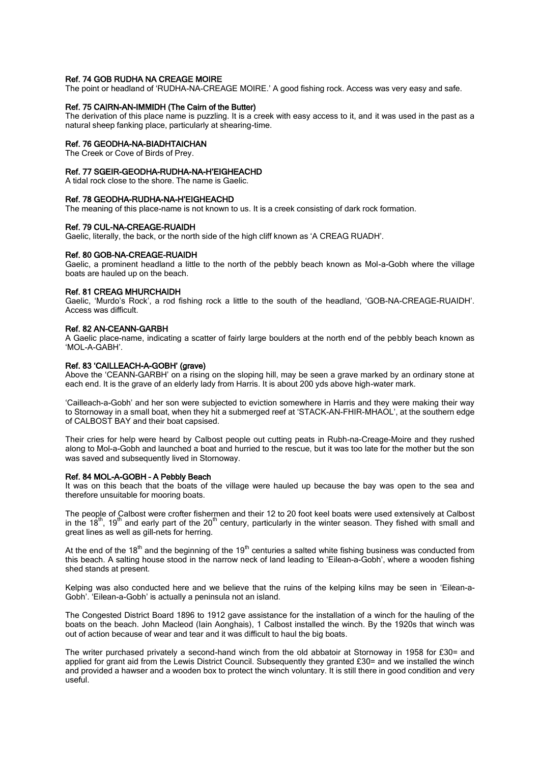### Ref. 74 GOB RUDHA NA CREAGE MOIRE

The point or headland of 'RUDHA-NA-CREAGE MOIRE.' A good fishing rock. Access was very easy and safe.

### Ref. 75 CAIRN-AN-IMMIDH (The Cairn of the Butter)

The derivation of this place name is puzzling. It is a creek with easy access to it, and it was used in the past as a natural sheep fanking place, particularly at shearing-time.

### Ref. 76 GEODHA-NA-BIADHTAICHAN

The Creek or Cove of Birds of Prey.

### Ref. 77 SGEIR-GEODHA-RUDHA-NA-H'EIGHEACHD

A tidal rock close to the shore. The name is Gaelic.

### Ref. 78 GEODHA-RUDHA-NA-H'EIGHEACHD

The meaning of this place-name is not known to us. It is a creek consisting of dark rock formation.

### Ref. 79 CUL-NA-CREAGE-RUAIDH

Gaelic, literally, the back, or the north side of the high cliff known as 'A CREAG RUADH'.

### Ref. 80 GOB-NA-CREAGE-RUAIDH

Gaelic, a prominent headland a little to the north of the pebbly beach known as Mol-a-Gobh where the village boats are hauled up on the beach.

### Ref. 81 CREAG MHURCHAIDH

Gaelic, 'Murdo's Rock', a rod fishing rock a little to the south of the headland, 'GOB-NA-CREAGE-RUAIDH'. Access was difficult.

### Ref. 82 AN-CEANN-GARBH

A Gaelic place-name, indicating a scatter of fairly large boulders at the north end of the pebbly beach known as 'MOL-A-GABH'.

### Ref. 83 'CAILLEACH-A-GOBH' (grave)

Above the 'CEANN-GARBH' on a rising on the sloping hill, may be seen a grave marked by an ordinary stone at each end. It is the grave of an elderly lady from Harris. It is about 200 yds above high-water mark.

'Cailleach-a-Gobh' and her son were subjected to eviction somewhere in Harris and they were making their way to Stornoway in a small boat, when they hit a submerged reef at 'STACK-AN-FHIR-MHAOL', at the southern edge of CALBOST BAY and their boat capsised.

Their cries for help were heard by Calbost people out cutting peats in Rubh-na-Creage-Moire and they rushed along to Mol-a-Gobh and launched a boat and hurried to the rescue, but it was too late for the mother but the son was saved and subsequently lived in Stornoway.

### Ref. 84 MOL-A-GOBH – A Pebbly Beach

It was on this beach that the boats of the village were hauled up because the bay was open to the sea and therefore unsuitable for mooring boats.

The people of Calbost were crofter fishermen and their 12 to 20 foot keel boats were used extensively at Calbost in the 18th, 19th and early part of the 20th century, particularly in the winter season. They fished with small and great lines as well as gill-nets for herring.

At the end of the 18th and the beginning of the 19th centuries a salted white fishing business was conducted from this beach. A salting house stood in the narrow neck of land leading to 'Eilean-a-Gobh', where a wooden fishing shed stands at present.

Kelping was also conducted here and we believe that the ruins of the kelping kilns may be seen in 'Eilean-a-Gobh'. 'Eilean-a-Gobh' is actually a peninsula not an island.

The Congested District Board 1896 to 1912 gave assistance for the installation of a winch for the hauling of the boats on the beach. John Macleod (Iain Aonghais), 1 Calbost installed the winch. By the 1920s that winch was out of action because of wear and tear and it was difficult to haul the big boats.

The writer purchased privately a second-hand winch from the old abbatoir at Stornoway in 1958 for £30= and applied for grant aid from the Lewis District Council. Subsequently they granted £30= and we installed the winch and provided a hawser and a wooden box to protect the winch voluntary. It is still there in good condition and very useful.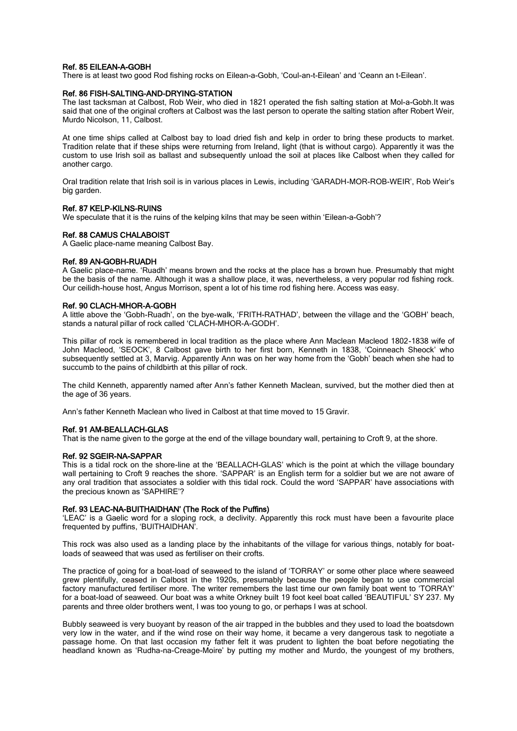### Ref. 85 EILEAN-A-GOBH

There is at least two good Rod fishing rocks on Eilean-a-Gobh, 'Coul-an-t-Eilean' and 'Ceann an t-Eilean'.

### Ref. 86 FISH-SALTING-AND-DRYING-STATION

The last tacksman at Calbost, Rob Weir, who died in 1821 operated the fish salting station at Mol-a-Gobh.It was said that one of the original crofters at Calbost was the last person to operate the salting station after Robert Weir, Murdo Nicolson, 11, Calbost.

At one time ships called at Calbost bay to load dried fish and kelp in order to bring these products to market. Tradition relate that if these ships were returning from Ireland, light (that is without cargo). Apparently it was the custom to use Irish soil as ballast and subsequently unload the soil at places like Calbost when they called for another cargo.

Oral tradition relate that Irish soil is in various places in Lewis, including 'GARADH-MOR-ROB-WEIR', Rob Weir's big garden.

### Ref. 87 KELP-KILNS-RUINS

We speculate that it is the ruins of the kelping kilns that may be seen within 'Eilean-a-Gobh'?

### Ref. 88 CAMUS CHALABOIST

A Gaelic place-name meaning Calbost Bay.

### Ref. 89 AN-GOBH-RUADH

A Gaelic place-name. 'Ruadh' means brown and the rocks at the place has a brown hue. Presumably that might be the basis of the name. Although it was a shallow place, it was, nevertheless, a very popular rod fishing rock. Our ceilidh-house host, Angus Morrison, spent a lot of his time rod fishing here. Access was easy.

### Ref. 90 CLACH-MHOR-A-GOBH

A little above the 'Gobh-Ruadh', on the bye-walk, 'FRITH-RATHAD', between the village and the 'GOBH' beach, stands a natural pillar of rock called 'CLACH-MHOR-A-GODH'.

This pillar of rock is remembered in local tradition as the place where Ann Maclean Macleod 1802-1838 wife of John Macleod, 'SEOCK', 8 Calbost gave birth to her first born, Kenneth in 1838, 'Coinneach Sheock' who subsequently settled at 3, Marvig. Apparently Ann was on her way home from the 'Gobh' beach when she had to succumb to the pains of childbirth at this pillar of rock.

The child Kenneth, apparently named after Ann's father Kenneth Maclean, survived, but the mother died then at the age of 36 years.

Ann's father Kenneth Maclean who lived in Calbost at that time moved to 15 Gravir.

### Ref. 91 AM-BEALLACH-GLAS

That is the name given to the gorge at the end of the village boundary wall, pertaining to Croft 9, at the shore.

### Ref. 92 SGEIR-NA-SAPPAR

This is a tidal rock on the shore-line at the 'BEALLACH-GLAS' which is the point at which the village boundary wall pertaining to Croft 9 reaches the shore. 'SAPPAR' is an English term for a soldier but we are not aware of any oral tradition that associates a soldier with this tidal rock. Could the word 'SAPPAR' have associations with the precious known as 'SAPHIRE'?

### Ref. 93 LEAC-NA-BUITHAIDHAN' (The Rock of the Puffins)

'LEAC' is a Gaelic word for a sloping rock, a declivity. Apparently this rock must have been a favourite place frequented by puffins, 'BUITHAIDHAN'.

This rock was also used as a landing place by the inhabitants of the village for various things, notably for boat-loads of seaweed that was used as fertiliser on their crofts.

The practice of going for a boat-load of seaweed to the island of 'TORRAY' or some other place where seaweed grew plentifully, ceased in Calbost in the 1920s, presumably because the people began to use commercial factory manufactured fertiliser more. The writer remembers the last time our own family boat went to 'TORRAY' for a boat-load of seaweed. Our boat was a white Orkney built 19 foot keel boat called 'BEAUTIFUL' SY 237. My parents and three older brothers went, I was too young to go, or perhaps I was at school.

Bubbly seaweed is very buoyant by reason of the air trapped in the bubbles and they used to load the boatsdown very low in the water, and if the wind rose on their way home, it became a very dangerous task to negotiate a passage home. On that last occasion my father felt it was prudent to lighten the boat before negotiating the headland known as 'Rudha-na-Creage-Moire' by putting my mother and Murdo, the youngest of my brothers,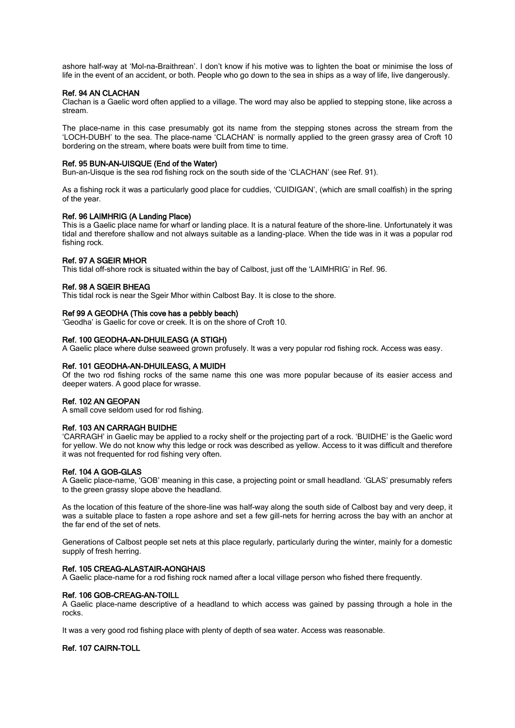ashore half-way at 'Mol-na-Braithrean'. I don't know if his motive was to lighten the boat or minimise the loss of life in the event of an accident, or both. People who go down to the sea in ships as a way of life, live dangerously.

### Ref. 94 AN CLACHAN

Clachan is a Gaelic word often applied to a village. The word may also be applied to stepping stone, like across a stream.

The place-name in this case presumably got its name from the stepping stones across the stream from the 'LOCH-DUBH' to the sea. The place-name 'CLACHAN' is normally applied to the green grassy area of Croft 10 bordering on the stream, where boats were built from time to time.

### Ref. 95 BUN-AN-UISQUE (End of the Water)

Bun-an-Uisque is the sea rod fishing rock on the south side of the 'CLACHAN' (see Ref. 91).

As a fishing rock it was a particularly good place for cuddies, 'CUIDIGAN', (which are small coalfish) in the spring of the year.

### Ref. 96 LAIMHRIG (A Landing Place)

This is a Gaelic place name for wharf or landing place. It is a natural feature of the shore-line. Unfortunately it was tidal and therefore shallow and not always suitable as a landing-place. When the tide was in it was a popular rod fishing rock.

### Ref. 97 A SGEIR MHOR

This tidal off-shore rock is situated within the bay of Calbost, just off the 'LAIMHRIG' in Ref. 96.

### Ref. 98 A SGEIR BHEAG

This tidal rock is near the Sgeir Mhor within Calbost Bay. It is close to the shore.

### Ref 99 A GEODHA (This cove has a pebbly beach)

'Geodha' is Gaelic for cove or creek. It is on the shore of Croft 10.

### Ref. 100 GEODHA-AN-DHUILEASG (A STIGH)

A Gaelic place where dulse seaweed grown profusely. It was a very popular rod fishing rock. Access was easy.

### Ref. 101 GEODHA-AN-DHUILEASG, A MUIDH

Of the two rod fishing rocks of the same name this one was more popular because of its easier access and deeper waters. A good place for wrasse.

### Ref. 102 AN GEOPAN

A small cove seldom used for rod fishing.

### Ref. 103 AN CARRAGH BUIDHE

'CARRAGH' in Gaelic may be applied to a rocky shelf or the projecting part of a rock. 'BUIDHE' is the Gaelic word for yellow. We do not know why this ledge or rock was described as yellow. Access to it was difficult and therefore it was not frequented for rod fishing very often.

### Ref. 104 A GOB-GLAS

A Gaelic place-name, 'GOB' meaning in this case, a projecting point or small headland. 'GLAS' presumably refers to the green grassy slope above the headland.

As the location of this feature of the shore-line was half-way along the south side of Calbost bay and very deep, it was a suitable place to fasten a rope ashore and set a few gill-nets for herring across the bay with an anchor at the far end of the set of nets.

Generations of Calbost people set nets at this place regularly, particularly during the winter, mainly for a domestic supply of fresh herring.

### Ref. 105 CREAG-ALASTAIR-AONGHAIS

A Gaelic place-name for a rod fishing rock named after a local village person who fished there frequently.

### Ref. 106 GOB-CREAG-AN-TOILL

A Gaelic place-name descriptive of a headland to which access was gained by passing through a hole in the rocks.

It was a very good rod fishing place with plenty of depth of sea water. Access was reasonable.

### Ref. 107 CAIRN-TOLL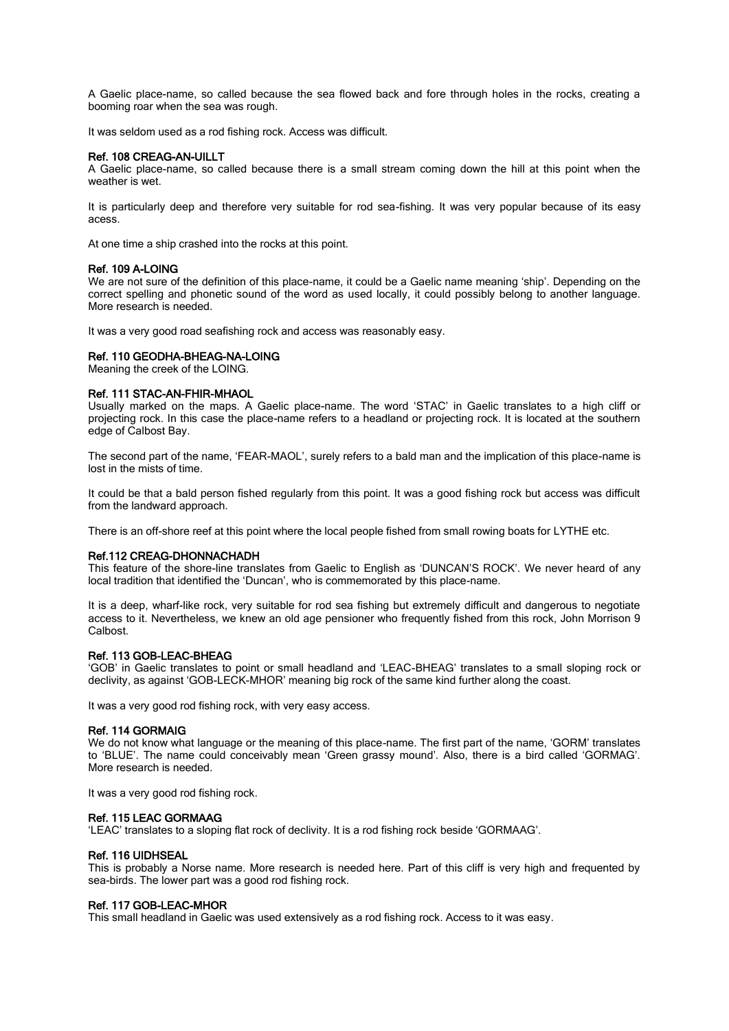A Gaelic place-name, so called because the sea flowed back and fore through holes in the rocks, creating a booming roar when the sea was rough.

It was seldom used as a rod fishing rock. Access was difficult.

### Ref. 108 CREAG-AN-UILLT

A Gaelic place-name, so called because there is a small stream coming down the hill at this point when the weather is wet.

It is particularly deep and therefore very suitable for rod sea-fishing. It was very popular because of its easy acess.

At one time a ship crashed into the rocks at this point.

### Ref. 109 A-LOING

We are not sure of the definition of this place-name, it could be a Gaelic name meaning 'ship'. Depending on the correct spelling and phonetic sound of the word as used locally, it could possibly belong to another language. More research is needed.

It was a very good road seafishing rock and access was reasonably easy.

### Ref. 110 GEODHA-BHEAG-NA-LOING

Meaning the creek of the LOING.

### Ref. 111 STAC-AN-FHIR-MHAOL

Usually marked on the maps. A Gaelic place-name. The word 'STAC' in Gaelic translates to a high cliff or projecting rock. In this case the place-name refers to a headland or projecting rock. It is located at the southern edge of Calbost Bay.

The second part of the name, 'FEAR-MAOL', surely refers to a bald man and the implication of this place-name is lost in the mists of time.

It could be that a bald person fished regularly from this point. It was a good fishing rock but access was difficult from the landward approach.

There is an off-shore reef at this point where the local people fished from small rowing boats for LYTHE etc.

### Ref.112 CREAG-DHONNACHADH

This feature of the shore-line translates from Gaelic to English as 'DUNCAN'S ROCK'. We never heard of any local tradition that identified the 'Duncan', who is commemorated by this place-name.

It is a deep, wharf-like rock, very suitable for rod sea fishing but extremely difficult and dangerous to negotiate access to it. Nevertheless, we knew an old age pensioner who frequently fished from this rock, John Morrison 9 Calbost.

### Ref. 113 GOB-LEAC-BHEAG

'GOB' in Gaelic translates to point or small headland and 'LEAC-BHEAG' translates to a small sloping rock or declivity, as against 'GOB-LECK-MHOR' meaning big rock of the same kind further along the coast.

It was a very good rod fishing rock, with very easy access.

### Ref. 114 GORMAIG

We do not know what language or the meaning of this place-name. The first part of the name, 'GORM' translates to 'BLUE'. The name could conceivably mean 'Green grassy mound'. Also, there is a bird called 'GORMAG'. More research is needed.

It was a very good rod fishing rock.

### Ref. 115 LEAC GORMAAG

'LEAC' translates to a sloping flat rock of declivity. It is a rod fishing rock beside 'GORMAAG'.

### Ref. 116 UIDHSEAL

This is probably a Norse name. More research is needed here. Part of this cliff is very high and frequented by sea-birds. The lower part was a good rod fishing rock.

### Ref. 117 GOB-LEAC-MHOR

This small headland in Gaelic was used extensively as a rod fishing rock. Access to it was easy.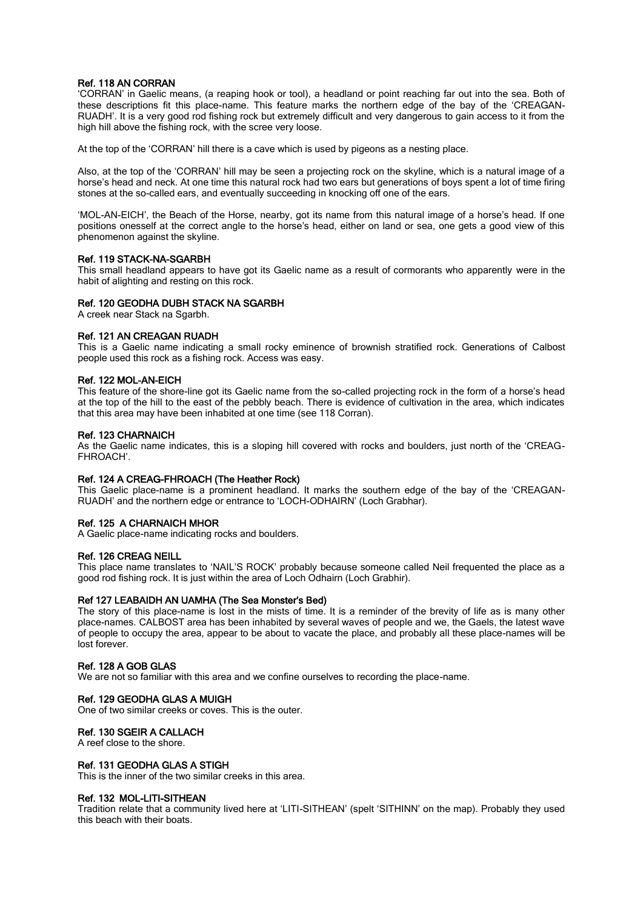### Ref. 118 AN CORRAN

'CORRAN' in Gaelic means, (a reaping hook or tool), a headland or point reaching far out into the sea. Both of these descriptions fit this place-name. This feature marks the northern edge of the bay of the 'CREAGAN-RUADH'. It is a very good rod fishing rock but extremely difficult and very dangerous to gain access to it from the high hill above the fishing rock, with the scree very loose.

At the top of the 'CORRAN' hill there is a cave which is used by pigeons as a nesting place.

Also, at the top of the 'CORRAN' hill may be seen a projecting rock on the skyline, which is a natural image of a horse's head and neck. At one time this natural rock had two ears but generations of boys spent a lot of time firing stones at the so-called ears, and eventually succeeding in knocking off one of the ears.

'MOL-AN-EICH', the Beach of the Horse, nearby, got its name from this natural image of a horse's head. If one positions onesself at the correct angle to the horse's head, either on land or sea, one gets a good view of this phenomenon against the skyline.

### Ref. 119 STACK-NA-SGARBH

This small headland appears to have got its Gaelic name as a result of cormorants who apparently were in the habit of alighting and resting on this rock.

### Ref. 120 GEODHA DUBH STACK NA SGARBH

A creek near Stack na Sgarbh.

### Ref. 121 AN CREAGAN RUADH

This is a Gaelic name indicating a small rocky eminence of brownish stratified rock. Generations of Calbost people used this rock as a fishing rock. Access was easy.

### Ref. 122 MOL-AN-EICH

This feature of the shore-line got its Gaelic name from the so-called projecting rock in the form of a horse's head at the top of the hill to the east of the pebbly beach. There is evidence of cultivation in the area, which indicates that this area may have been inhabited at one time (see 118 Corran).

### Ref. 123 CHARNAICH

As the Gaelic name indicates, this is a sloping hill covered with rocks and boulders, just north of the 'CREAG-FHROACH'.

### Ref. 124 A CREAG-FHROACH (The Heather Rock)

This Gaelic place-name is a prominent headland. It marks the southern edge of the bay of the 'CREAGAN-RUADH' and the northern edge or entrance to 'LOCH-ODHAIRN' (Loch Grabhar).

### Ref. 125 A CHARNAICH MHOR

A Gaelic place-name indicating rocks and boulders.

### Ref. 126 CREAG NEILL

This place name translates to 'NAIL'S ROCK' probably because someone called Neil frequented the place as a good rod fishing rock. It is just within the area of Loch Odhairn (Loch Grabhir).

### Ref 127 LEABAIDH AN UAMHA (The Sea Monster's Bed)

The story of this place-name is lost in the mists of time. It is a reminder of the brevity of life as is many other place-names. CALBOST area has been inhabited by several waves of people and we, the Gaels, the latest wave of people to occupy the area, appear to be about to vacate the place, and probably all these place-names will be lost forever.

### Ref. 128 A GOB GLAS

We are not so familiar with this area and we confine ourselves to recording the place-name.

### Ref. 129 GEODHA GLAS A MUIGH

One of two similar creeks or coves. This is the outer.

### Ref. 130 SGEIR A CALLACH

A reef close to the shore.

### Ref. 131 GEODHA GLAS A STIGH

This is the inner of the two similar creeks in this area.

### Ref. 132 MOL-LITI-SITHEAN

Tradition relate that a community lived here at 'LITI-SITHEAN' (spelt 'SITHINN' on the map). Probably they used this beach with their boats.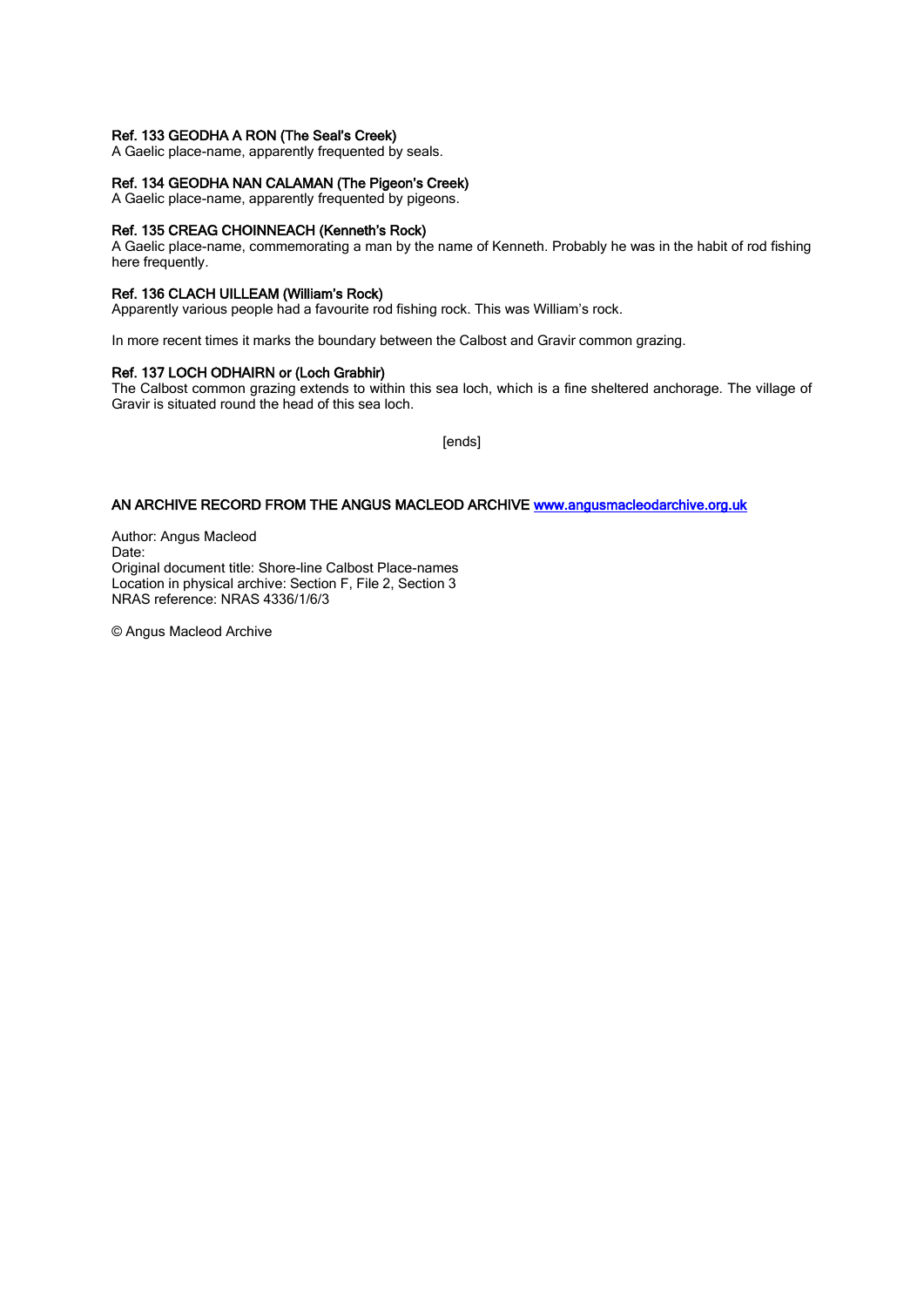**Ref. 133 GEODHA A RON (The Seal's Creek)**
A Gaelic place-name, apparently frequented by seals.

**Ref. 134 GEODHA NAN CALAMAN (The Pigeon's Creek)**
A Gaelic place-name, apparently frequented by pigeons.

**Ref. 135 CREAG CHOINNEACH (Kenneth's Rock)**
A Gaelic place-name, commemorating a man by the name of Kenneth. Probably he was in the habit of rod fishing here frequently.

**Ref. 136 CLACH UILLEAM (William's Rock)**
Apparently various people had a favourite rod fishing rock. This was William's rock.

In more recent times it marks the boundary between the Calbost and Gravir common grazing.

**Ref. 137 LOCH ODHAIRN or (Loch Grabhir)**
The Calbost common grazing extends to within this sea loch, which is a fine sheltered anchorage. The village of Gravir is situated round the head of this sea loch.

[ends]

**AN ARCHIVE RECORD FROM THE ANGUS MACLEOD ARCHIVE www.angusmacleodarchive.org.uk**

Author: Angus Macleod
Date:
Original document title: Shore-line Calbost Place-names
Location in physical archive: Section F, File 2, Section 3
NRAS reference: NRAS 4336/1/6/3

© Angus Macleod Archive